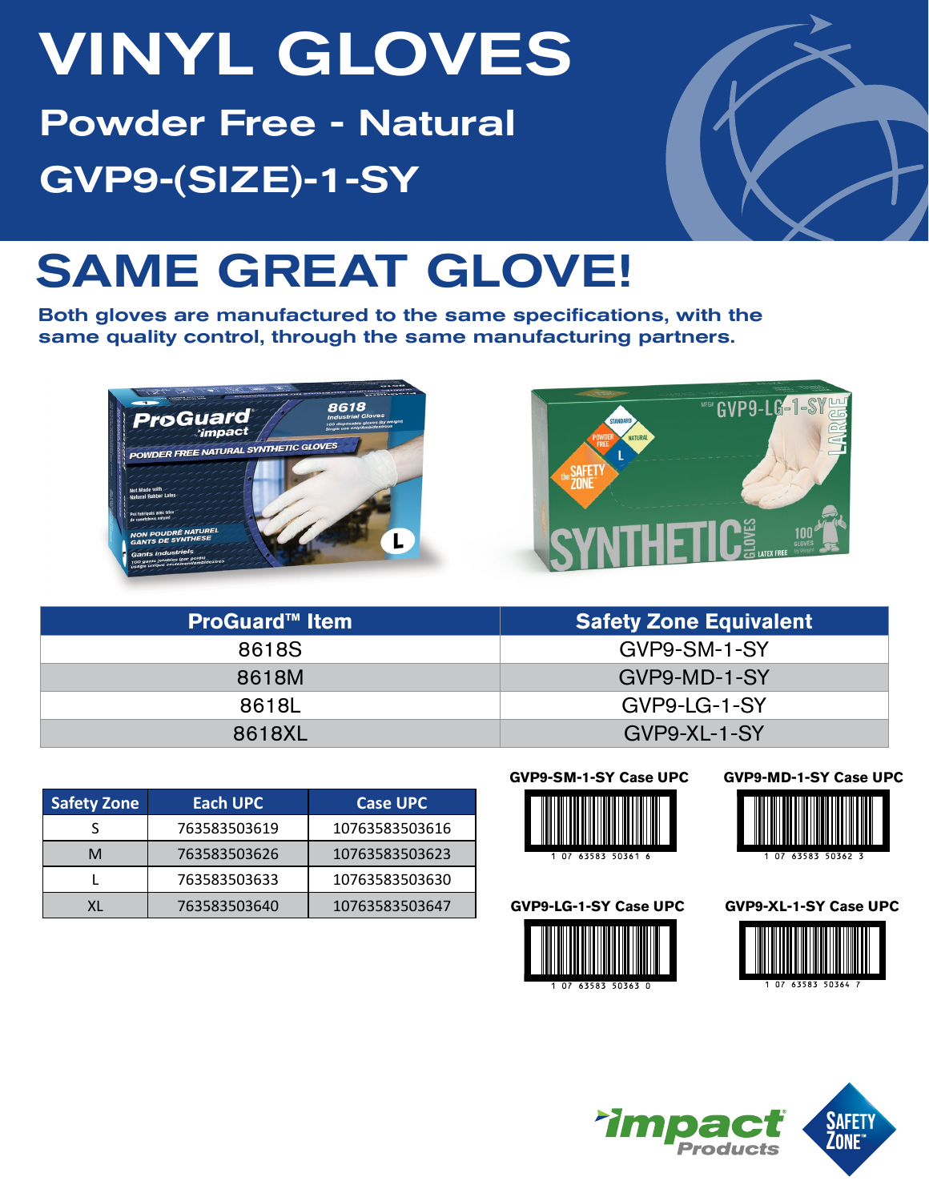# VINYL GLOVES

## Powder Free - Natural

## GVP9-(SIZE)-1-SY

# SAME GREAT GLOVE!

**Both gloves are manufactured to the same specifications, with the same quality control, through the same manufacturing partners.**

| ProGuard™ Item | Safety Zone Equivalent |
|---|---|
| 8618S | GVP9-SM-1-SY |
| 8618M | GVP9-MD-1-SY |
| 8618L | GVP9-LG-1-SY |
| 8618XL | GVP9-XL-1-SY |

| Safety Zone | Each UPC | Case UPC |
|---|---|---|
| S | 763583503619 | 10763583503616 |
| M | 763583503626 | 10763583503623 |
| L | 763583503633 | 10763583503630 |
| XL | 763583503640 | 10763583503647 |

**GVP9-SM-1-SY Case UPC**

1 07 63583 50361 6

**GVP9-MD-1-SY Case UPC**

1 07 63583 50362 3

**GVP9-LG-1-SY Case UPC**

1 07 63583 50363 0

**GVP9-XL-1-SY Case UPC**

1 07 63583 50364 7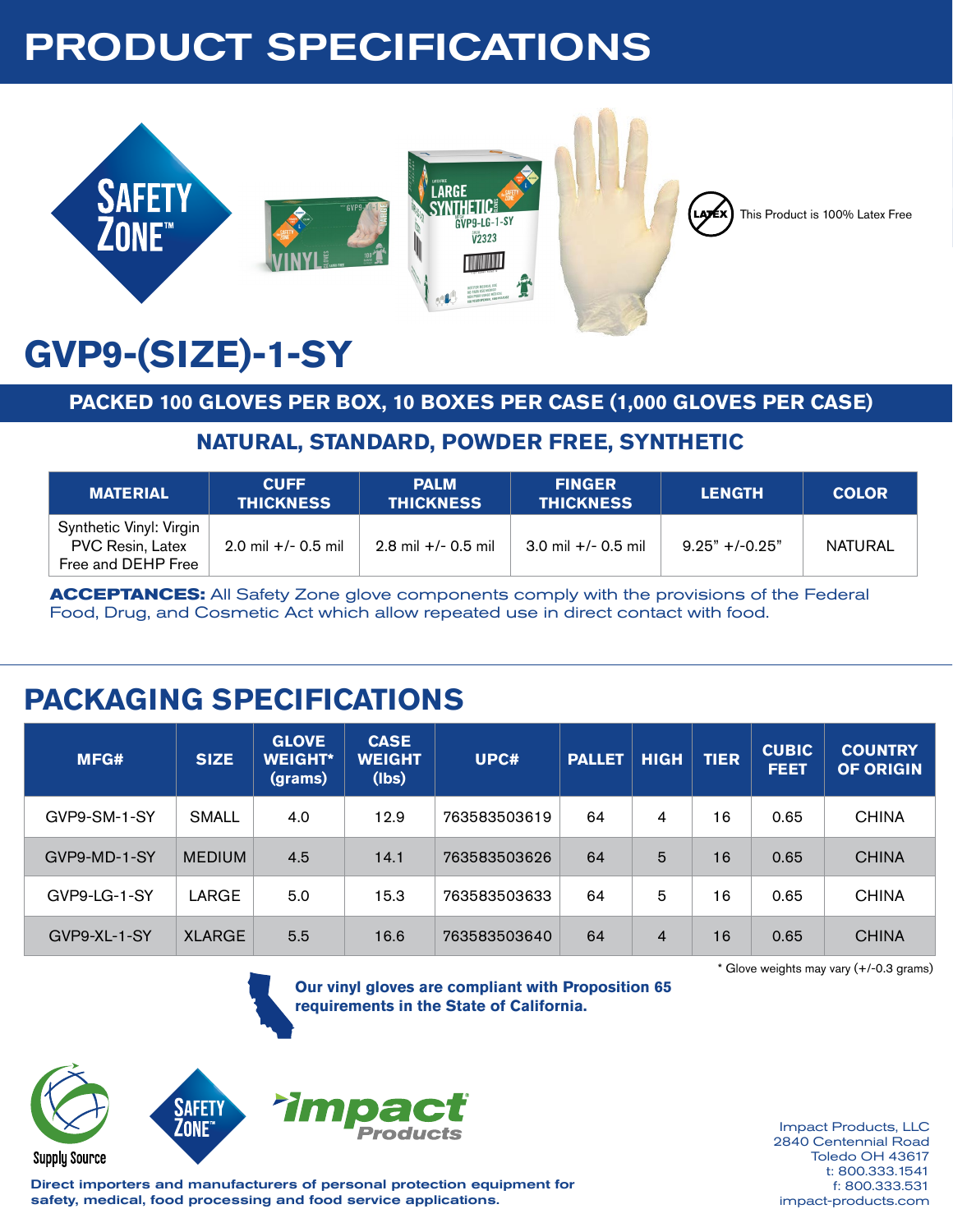# PRODUCT SPECIFICATIONS

This Product is 100% Latex Free

## GVP9-(SIZE)-1-SY

**PACKED 100 GLOVES PER BOX, 10 BOXES PER CASE (1,000 GLOVES PER CASE)**

**NATURAL, STANDARD, POWDER FREE, SYNTHETIC**

| MATERIAL | CUFF THICKNESS | PALM THICKNESS | FINGER THICKNESS | LENGTH | COLOR |
|---|---|---|---|---|---|
| Synthetic Vinyl: Virgin PVC Resin, Latex Free and DEHP Free | 2.0 mil +/- 0.5 mil | 2.8 mil +/- 0.5 mil | 3.0 mil +/- 0.5 mil | 9.25" +/-0.25" | NATURAL |

**ACCEPTANCES:** All Safety Zone glove components comply with the provisions of the Federal Food, Drug, and Cosmetic Act which allow repeated use in direct contact with food.

## PACKAGING SPECIFICATIONS

| MFG# | SIZE | GLOVE WEIGHT* (grams) | CASE WEIGHT (lbs) | UPC# | PALLET | HIGH | TIER | CUBIC FEET | COUNTRY OF ORIGIN |
|---|---|---|---|---|---|---|---|---|---|
| GVP9-SM-1-SY | SMALL | 4.0 | 12.9 | 763583503619 | 64 | 4 | 16 | 0.65 | CHINA |
| GVP9-MD-1-SY | MEDIUM | 4.5 | 14.1 | 763583503626 | 64 | 5 | 16 | 0.65 | CHINA |
| GVP9-LG-1-SY | LARGE | 5.0 | 15.3 | 763583503633 | 64 | 5 | 16 | 0.65 | CHINA |
| GVP9-XL-1-SY | XLARGE | 5.5 | 16.6 | 763583503640 | 64 | 4 | 16 | 0.65 | CHINA |

* Glove weights may vary (+/-0.3 grams)

**Our vinyl gloves are compliant with Proposition 65 requirements in the State of California.**

**Direct importers and manufacturers of personal protection equipment for safety, medical, food processing and food service applications.**

Impact Products, LLC
2840 Centennial Road
Toledo OH 43617
t: 800.333.1541
f: 800.333.531
impact-products.com